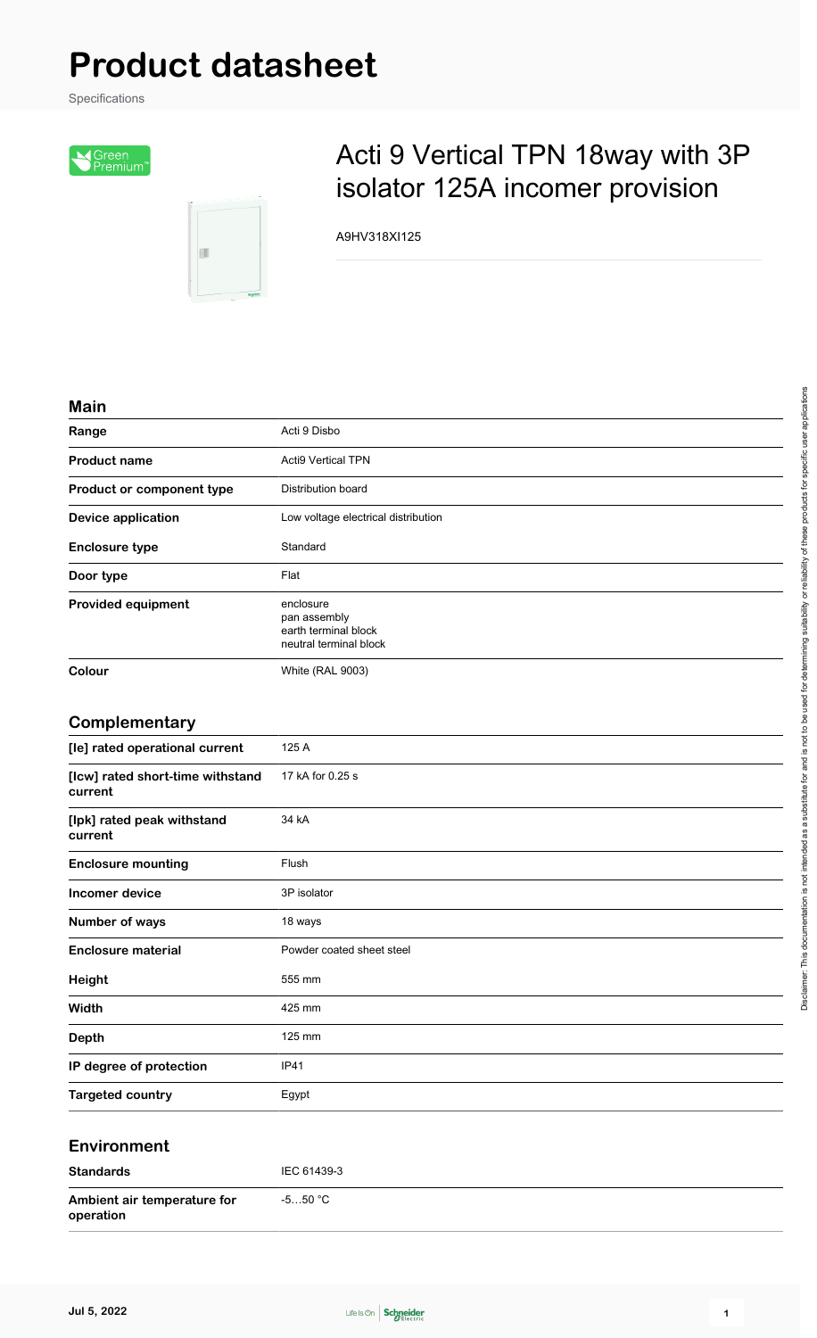# Product datasheet

Specifications

## Acti 9 Vertical TPN 18way with 3P isolator 125A incomer provision

A9HV318XI125

### Main

| | |
|---|---|
| **Range** | Acti 9 Disbo |
| **Product name** | Acti9 Vertical TPN |
| **Product or component type** | Distribution board |
| **Device application** | Low voltage electrical distribution |
| **Enclosure type** | Standard |
| **Door type** | Flat |
| **Provided equipment** | enclosure<br>pan assembly<br>earth terminal block<br>neutral terminal block |
| **Colour** | White (RAL 9003) |

### Complementary

| | |
|---|---|
| **[Ie] rated operational current** | 125 A |
| **[Icw] rated short-time withstand current** | 17 kA for 0.25 s |
| **[Ipk] rated peak withstand current** | 34 kA |
| **Enclosure mounting** | Flush |
| **Incomer device** | 3P isolator |
| **Number of ways** | 18 ways |
| **Enclosure material** | Powder coated sheet steel |
| **Height** | 555 mm |
| **Width** | 425 mm |
| **Depth** | 125 mm |
| **IP degree of protection** | IP41 |
| **Targeted country** | Egypt |

### Environment

| | |
|---|---|
| **Standards** | IEC 61439-3 |
| **Ambient air temperature for operation** | -5…50 °C |

Disclaimer: This documentation is not intended as a substitute for and is not to be used for determining suitability or reliability of these products for specific user applications

Jul 5, 2022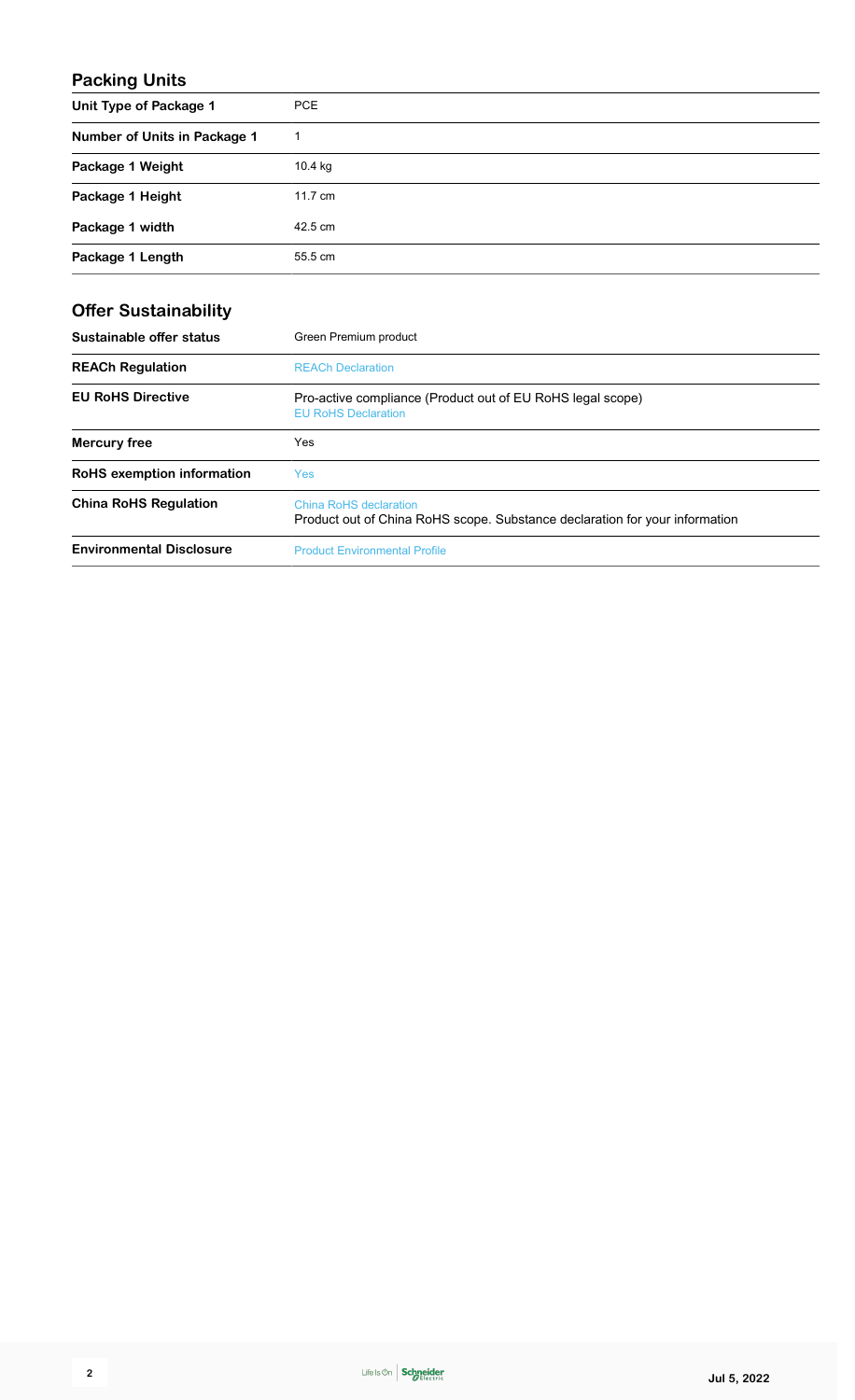## Packing Units

| | |
|---|---|
| **Unit Type of Package 1** | PCE |
| **Number of Units in Package 1** | 1 |
| **Package 1 Weight** | 10.4 kg |
| **Package 1 Height** | 11.7 cm |
| **Package 1 width** | 42.5 cm |
| **Package 1 Length** | 55.5 cm |

## Offer Sustainability

| | |
|---|---|
| **Sustainable offer status** | Green Premium product |
| **REACh Regulation** | REACh Declaration |
| **EU RoHS Directive** | Pro-active compliance (Product out of EU RoHS legal scope)<br>EU RoHS Declaration |
| **Mercury free** | Yes |
| **RoHS exemption information** | Yes |
| **China RoHS Regulation** | China RoHS declaration<br>Product out of China RoHS scope. Substance declaration for your information |
| **Environmental Disclosure** | Product Environmental Profile |